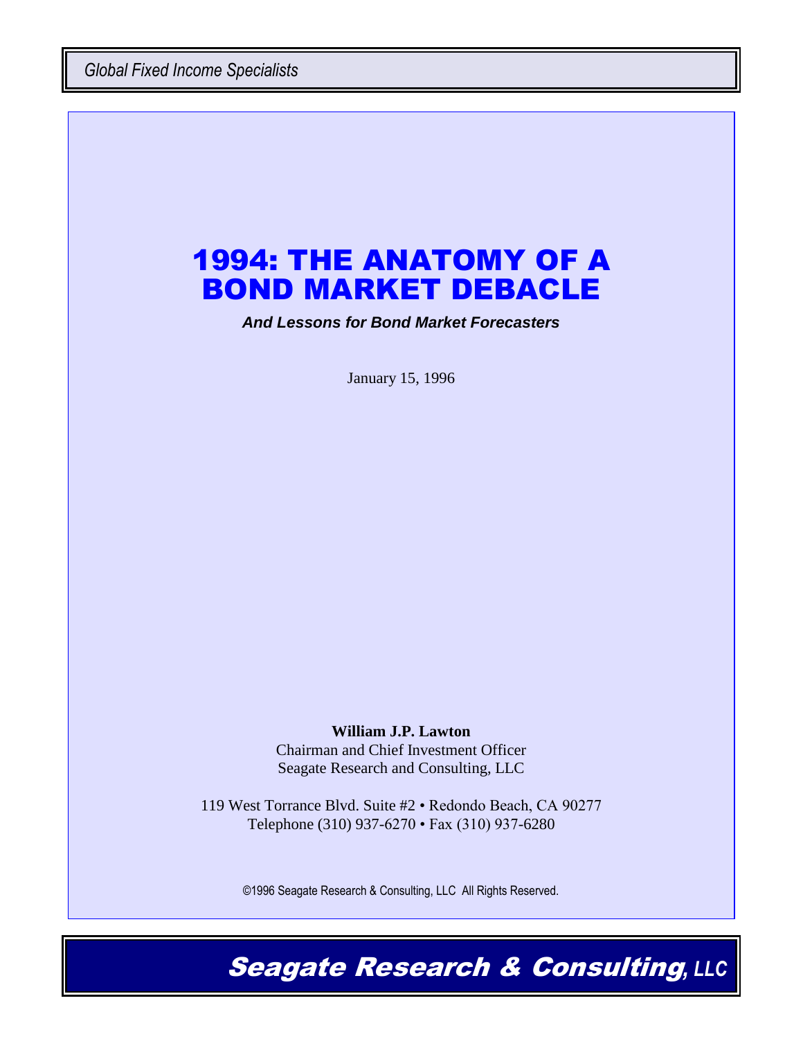*Global Fixed Income Specialists*

# 1994: THE ANATOMY OF A BOND MARKET DEBACLE

***And Lessons for Bond Market Forecasters***

January 15, 1996

**William J.P. Lawton**
Chairman and Chief Investment Officer
Seagate Research and Consulting, LLC

119 West Torrance Blvd. Suite #2 • Redondo Beach, CA 90277
Telephone (310) 937-6270 • Fax (310) 937-6280

©1996 Seagate Research & Consulting, LLC All Rights Reserved.

***Seagate Research & Consulting, LLC***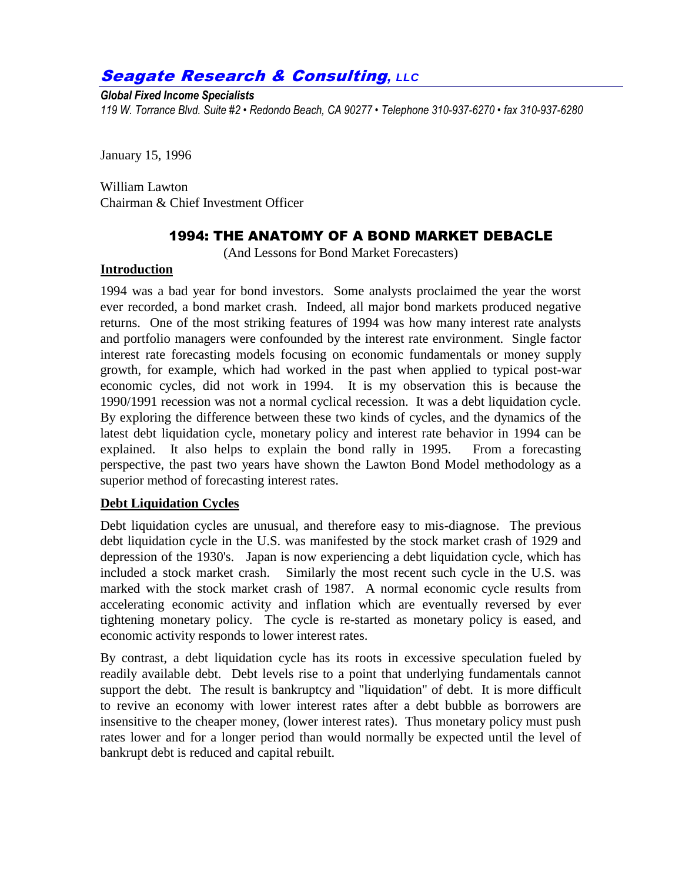# *Seagate Research & Consulting, LLC*

***Global Fixed Income Specialists***

*119 W. Torrance Blvd. Suite #2 • Redondo Beach, CA 90277 • Telephone 310-937-6270 • fax 310-937-6280*

January 15, 1996

William Lawton
Chairman & Chief Investment Officer

## 1994: THE ANATOMY OF A BOND MARKET DEBACLE

(And Lessons for Bond Market Forecasters)

### Introduction

1994 was a bad year for bond investors. Some analysts proclaimed the year the worst ever recorded, a bond market crash. Indeed, all major bond markets produced negative returns. One of the most striking features of 1994 was how many interest rate analysts and portfolio managers were confounded by the interest rate environment. Single factor interest rate forecasting models focusing on economic fundamentals or money supply growth, for example, which had worked in the past when applied to typical post-war economic cycles, did not work in 1994. It is my observation this is because the 1990/1991 recession was not a normal cyclical recession. It was a debt liquidation cycle. By exploring the difference between these two kinds of cycles, and the dynamics of the latest debt liquidation cycle, monetary policy and interest rate behavior in 1994 can be explained. It also helps to explain the bond rally in 1995. From a forecasting perspective, the past two years have shown the Lawton Bond Model methodology as a superior method of forecasting interest rates.

### Debt Liquidation Cycles

Debt liquidation cycles are unusual, and therefore easy to mis-diagnose. The previous debt liquidation cycle in the U.S. was manifested by the stock market crash of 1929 and depression of the 1930's. Japan is now experiencing a debt liquidation cycle, which has included a stock market crash. Similarly the most recent such cycle in the U.S. was marked with the stock market crash of 1987. A normal economic cycle results from accelerating economic activity and inflation which are eventually reversed by ever tightening monetary policy. The cycle is re-started as monetary policy is eased, and economic activity responds to lower interest rates.

By contrast, a debt liquidation cycle has its roots in excessive speculation fueled by readily available debt. Debt levels rise to a point that underlying fundamentals cannot support the debt. The result is bankruptcy and "liquidation" of debt. It is more difficult to revive an economy with lower interest rates after a debt bubble as borrowers are insensitive to the cheaper money, (lower interest rates). Thus monetary policy must push rates lower and for a longer period than would normally be expected until the level of bankrupt debt is reduced and capital rebuilt.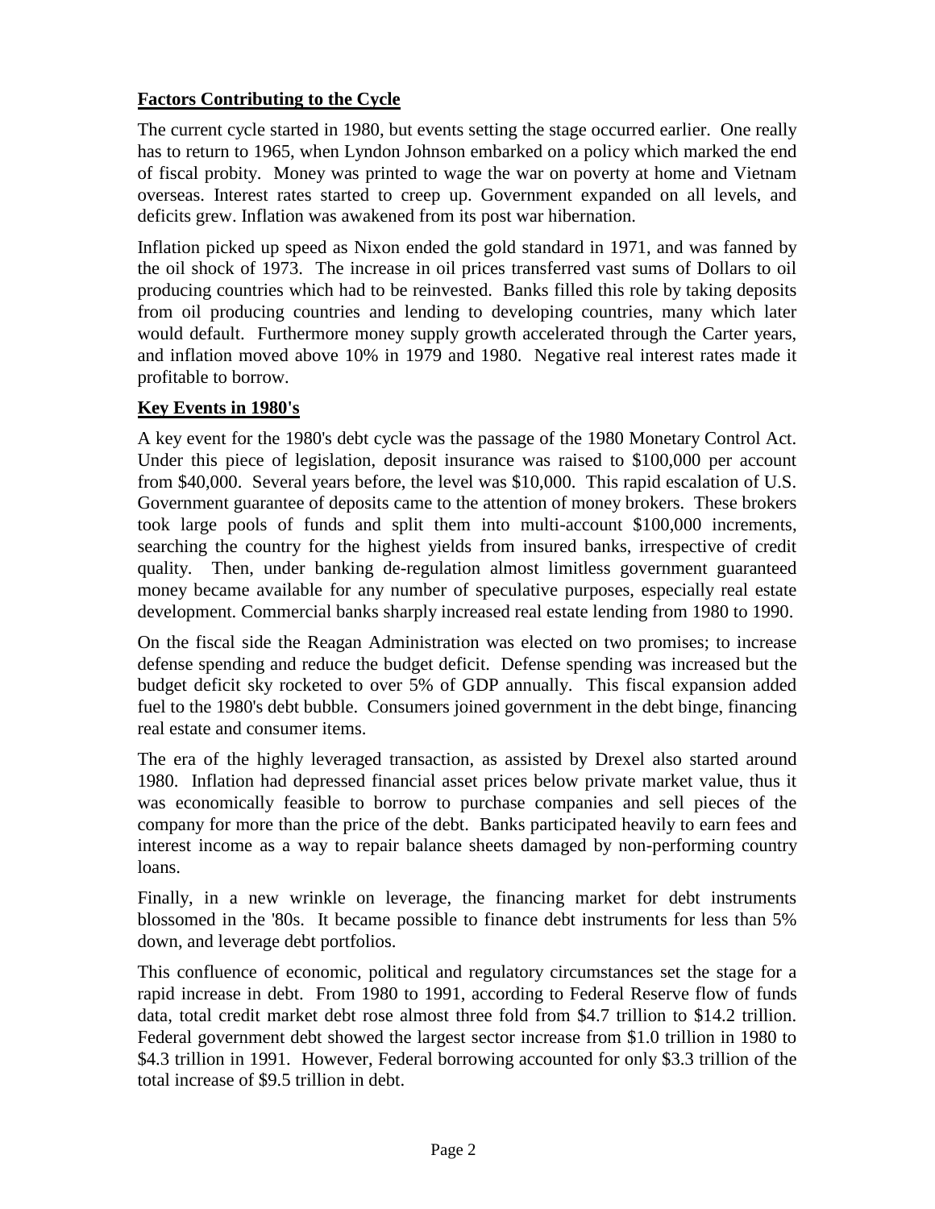**Factors Contributing to the Cycle**

The current cycle started in 1980, but events setting the stage occurred earlier. One really has to return to 1965, when Lyndon Johnson embarked on a policy which marked the end of fiscal probity. Money was printed to wage the war on poverty at home and Vietnam overseas. Interest rates started to creep up. Government expanded on all levels, and deficits grew. Inflation was awakened from its post war hibernation.

Inflation picked up speed as Nixon ended the gold standard in 1971, and was fanned by the oil shock of 1973. The increase in oil prices transferred vast sums of Dollars to oil producing countries which had to be reinvested. Banks filled this role by taking deposits from oil producing countries and lending to developing countries, many which later would default. Furthermore money supply growth accelerated through the Carter years, and inflation moved above 10% in 1979 and 1980. Negative real interest rates made it profitable to borrow.

**Key Events in 1980's**

A key event for the 1980's debt cycle was the passage of the 1980 Monetary Control Act. Under this piece of legislation, deposit insurance was raised to $100,000 per account from $40,000. Several years before, the level was $10,000. This rapid escalation of U.S. Government guarantee of deposits came to the attention of money brokers. These brokers took large pools of funds and split them into multi-account $100,000 increments, searching the country for the highest yields from insured banks, irrespective of credit quality. Then, under banking de-regulation almost limitless government guaranteed money became available for any number of speculative purposes, especially real estate development. Commercial banks sharply increased real estate lending from 1980 to 1990.

On the fiscal side the Reagan Administration was elected on two promises; to increase defense spending and reduce the budget deficit. Defense spending was increased but the budget deficit sky rocketed to over 5% of GDP annually. This fiscal expansion added fuel to the 1980's debt bubble. Consumers joined government in the debt binge, financing real estate and consumer items.

The era of the highly leveraged transaction, as assisted by Drexel also started around 1980. Inflation had depressed financial asset prices below private market value, thus it was economically feasible to borrow to purchase companies and sell pieces of the company for more than the price of the debt. Banks participated heavily to earn fees and interest income as a way to repair balance sheets damaged by non-performing country loans.

Finally, in a new wrinkle on leverage, the financing market for debt instruments blossomed in the '80s. It became possible to finance debt instruments for less than 5% down, and leverage debt portfolios.

This confluence of economic, political and regulatory circumstances set the stage for a rapid increase in debt. From 1980 to 1991, according to Federal Reserve flow of funds data, total credit market debt rose almost three fold from $4.7 trillion to $14.2 trillion. Federal government debt showed the largest sector increase from $1.0 trillion in 1980 to $4.3 trillion in 1991. However, Federal borrowing accounted for only $3.3 trillion of the total increase of $9.5 trillion in debt.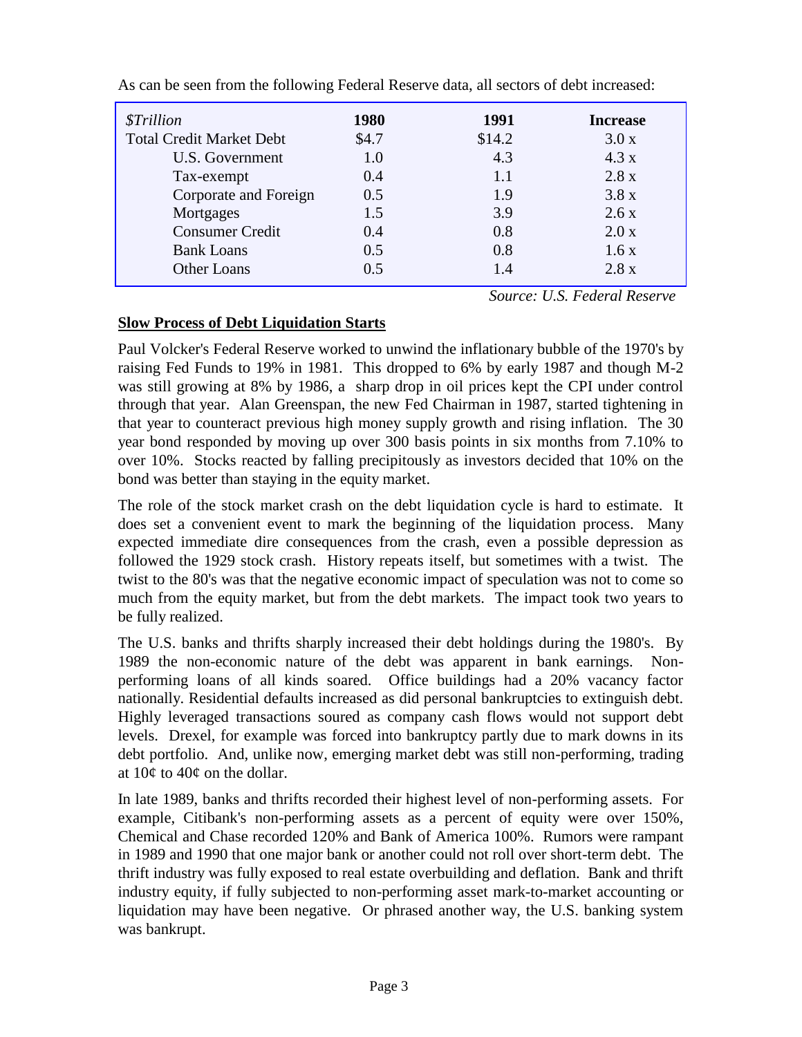As can be seen from the following Federal Reserve data, all sectors of debt increased:

| *$Trillion* | **1980** | **1991** | **Increase** |
|---|---|---|---|
| Total Credit Market Debt | $4.7 | $14.2 | 3.0 x |
| U.S. Government | 1.0 | 4.3 | 4.3 x |
| Tax-exempt | 0.4 | 1.1 | 2.8 x |
| Corporate and Foreign | 0.5 | 1.9 | 3.8 x |
| Mortgages | 1.5 | 3.9 | 2.6 x |
| Consumer Credit | 0.4 | 0.8 | 2.0 x |
| Bank Loans | 0.5 | 0.8 | 1.6 x |
| Other Loans | 0.5 | 1.4 | 2.8 x |

*Source: U.S. Federal Reserve*

**Slow Process of Debt Liquidation Starts**

Paul Volcker's Federal Reserve worked to unwind the inflationary bubble of the 1970's by raising Fed Funds to 19% in 1981. This dropped to 6% by early 1987 and though M-2 was still growing at 8% by 1986, a sharp drop in oil prices kept the CPI under control through that year. Alan Greenspan, the new Fed Chairman in 1987, started tightening in that year to counteract previous high money supply growth and rising inflation. The 30 year bond responded by moving up over 300 basis points in six months from 7.10% to over 10%. Stocks reacted by falling precipitously as investors decided that 10% on the bond was better than staying in the equity market.

The role of the stock market crash on the debt liquidation cycle is hard to estimate. It does set a convenient event to mark the beginning of the liquidation process. Many expected immediate dire consequences from the crash, even a possible depression as followed the 1929 stock crash. History repeats itself, but sometimes with a twist. The twist to the 80's was that the negative economic impact of speculation was not to come so much from the equity market, but from the debt markets. The impact took two years to be fully realized.

The U.S. banks and thrifts sharply increased their debt holdings during the 1980's. By 1989 the non-economic nature of the debt was apparent in bank earnings. Non-performing loans of all kinds soared. Office buildings had a 20% vacancy factor nationally. Residential defaults increased as did personal bankruptcies to extinguish debt. Highly leveraged transactions soured as company cash flows would not support debt levels. Drexel, for example was forced into bankruptcy partly due to mark downs in its debt portfolio. And, unlike now, emerging market debt was still non-performing, trading at 10¢ to 40¢ on the dollar.

In late 1989, banks and thrifts recorded their highest level of non-performing assets. For example, Citibank's non-performing assets as a percent of equity were over 150%, Chemical and Chase recorded 120% and Bank of America 100%. Rumors were rampant in 1989 and 1990 that one major bank or another could not roll over short-term debt. The thrift industry was fully exposed to real estate overbuilding and deflation. Bank and thrift industry equity, if fully subjected to non-performing asset mark-to-market accounting or liquidation may have been negative. Or phrased another way, the U.S. banking system was bankrupt.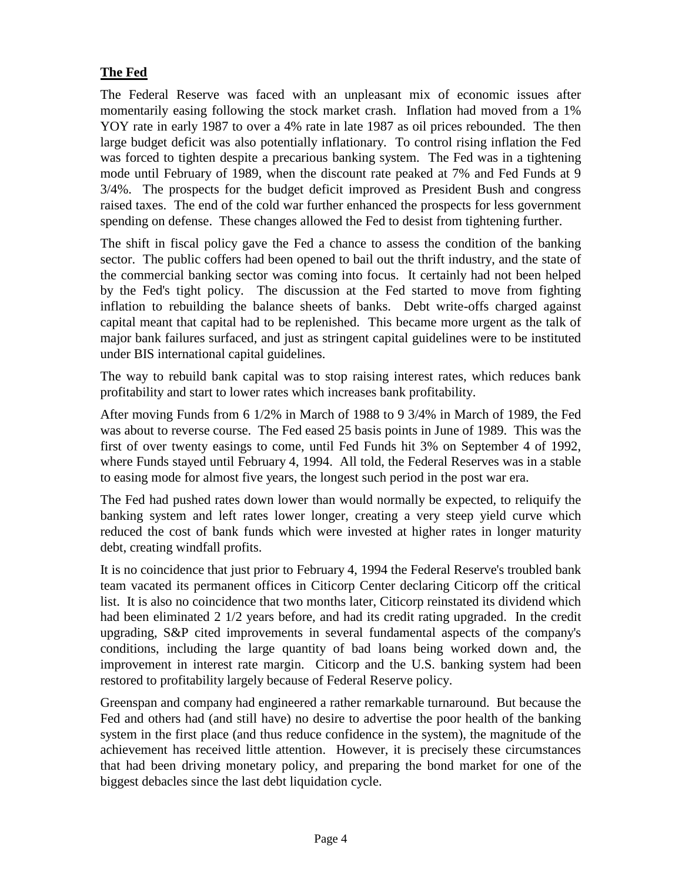## **The Fed**

The Federal Reserve was faced with an unpleasant mix of economic issues after momentarily easing following the stock market crash. Inflation had moved from a 1% YOY rate in early 1987 to over a 4% rate in late 1987 as oil prices rebounded. The then large budget deficit was also potentially inflationary. To control rising inflation the Fed was forced to tighten despite a precarious banking system. The Fed was in a tightening mode until February of 1989, when the discount rate peaked at 7% and Fed Funds at 9 3/4%. The prospects for the budget deficit improved as President Bush and congress raised taxes. The end of the cold war further enhanced the prospects for less government spending on defense. These changes allowed the Fed to desist from tightening further.

The shift in fiscal policy gave the Fed a chance to assess the condition of the banking sector. The public coffers had been opened to bail out the thrift industry, and the state of the commercial banking sector was coming into focus. It certainly had not been helped by the Fed's tight policy. The discussion at the Fed started to move from fighting inflation to rebuilding the balance sheets of banks. Debt write-offs charged against capital meant that capital had to be replenished. This became more urgent as the talk of major bank failures surfaced, and just as stringent capital guidelines were to be instituted under BIS international capital guidelines.

The way to rebuild bank capital was to stop raising interest rates, which reduces bank profitability and start to lower rates which increases bank profitability.

After moving Funds from 6 1/2% in March of 1988 to 9 3/4% in March of 1989, the Fed was about to reverse course. The Fed eased 25 basis points in June of 1989. This was the first of over twenty easings to come, until Fed Funds hit 3% on September 4 of 1992, where Funds stayed until February 4, 1994. All told, the Federal Reserves was in a stable to easing mode for almost five years, the longest such period in the post war era.

The Fed had pushed rates down lower than would normally be expected, to reliquify the banking system and left rates lower longer, creating a very steep yield curve which reduced the cost of bank funds which were invested at higher rates in longer maturity debt, creating windfall profits.

It is no coincidence that just prior to February 4, 1994 the Federal Reserve's troubled bank team vacated its permanent offices in Citicorp Center declaring Citicorp off the critical list. It is also no coincidence that two months later, Citicorp reinstated its dividend which had been eliminated 2 1/2 years before, and had its credit rating upgraded. In the credit upgrading, S&P cited improvements in several fundamental aspects of the company's conditions, including the large quantity of bad loans being worked down and, the improvement in interest rate margin. Citicorp and the U.S. banking system had been restored to profitability largely because of Federal Reserve policy.

Greenspan and company had engineered a rather remarkable turnaround. But because the Fed and others had (and still have) no desire to advertise the poor health of the banking system in the first place (and thus reduce confidence in the system), the magnitude of the achievement has received little attention. However, it is precisely these circumstances that had been driving monetary policy, and preparing the bond market for one of the biggest debacles since the last debt liquidation cycle.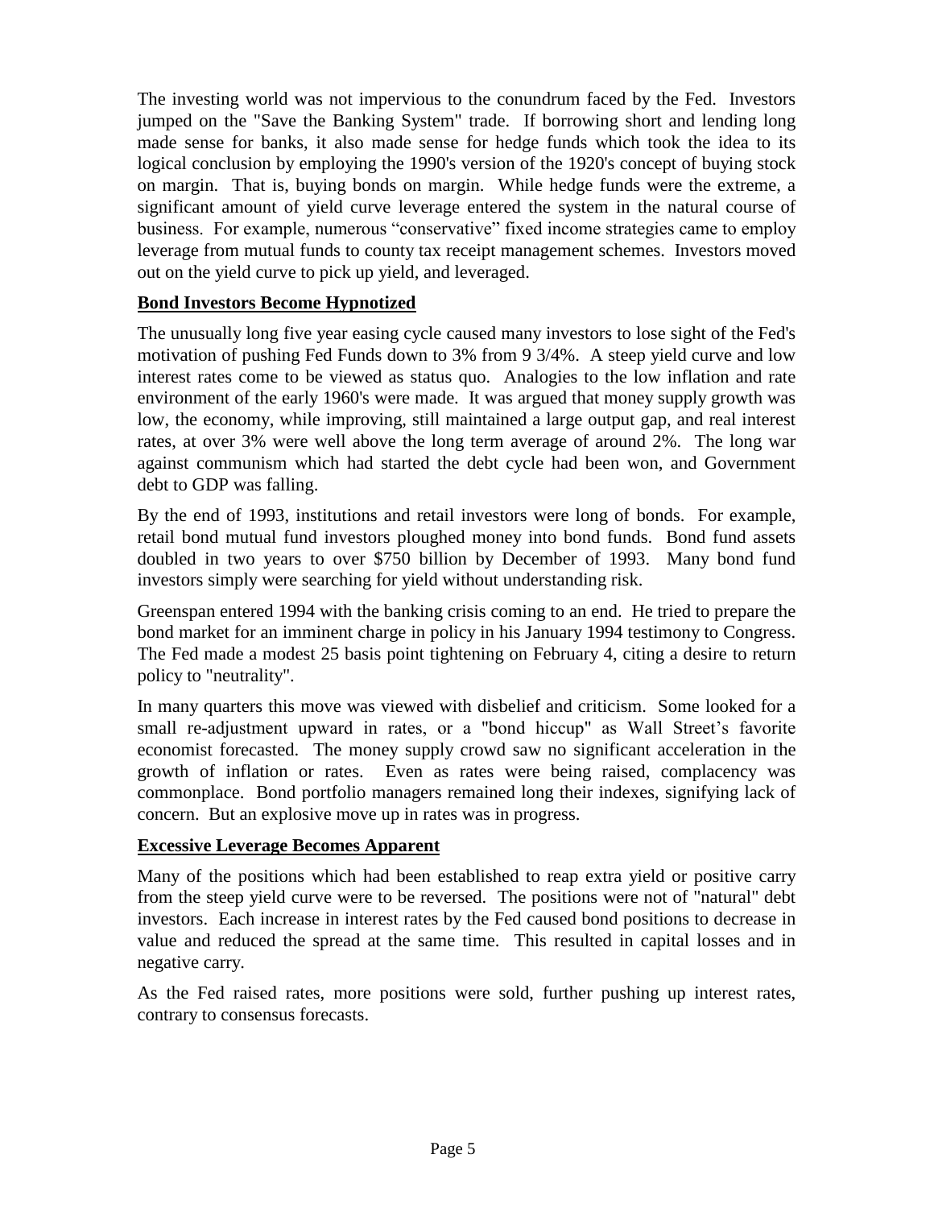The investing world was not impervious to the conundrum faced by the Fed. Investors jumped on the "Save the Banking System" trade. If borrowing short and lending long made sense for banks, it also made sense for hedge funds which took the idea to its logical conclusion by employing the 1990's version of the 1920's concept of buying stock on margin. That is, buying bonds on margin. While hedge funds were the extreme, a significant amount of yield curve leverage entered the system in the natural course of business. For example, numerous "conservative" fixed income strategies came to employ leverage from mutual funds to county tax receipt management schemes. Investors moved out on the yield curve to pick up yield, and leveraged.

## Bond Investors Become Hypnotized

The unusually long five year easing cycle caused many investors to lose sight of the Fed's motivation of pushing Fed Funds down to 3% from 9 3/4%. A steep yield curve and low interest rates come to be viewed as status quo. Analogies to the low inflation and rate environment of the early 1960's were made. It was argued that money supply growth was low, the economy, while improving, still maintained a large output gap, and real interest rates, at over 3% were well above the long term average of around 2%. The long war against communism which had started the debt cycle had been won, and Government debt to GDP was falling.

By the end of 1993, institutions and retail investors were long of bonds. For example, retail bond mutual fund investors ploughed money into bond funds. Bond fund assets doubled in two years to over $750 billion by December of 1993. Many bond fund investors simply were searching for yield without understanding risk.

Greenspan entered 1994 with the banking crisis coming to an end. He tried to prepare the bond market for an imminent charge in policy in his January 1994 testimony to Congress. The Fed made a modest 25 basis point tightening on February 4, citing a desire to return policy to "neutrality".

In many quarters this move was viewed with disbelief and criticism. Some looked for a small re-adjustment upward in rates, or a "bond hiccup" as Wall Street's favorite economist forecasted. The money supply crowd saw no significant acceleration in the growth of inflation or rates. Even as rates were being raised, complacency was commonplace. Bond portfolio managers remained long their indexes, signifying lack of concern. But an explosive move up in rates was in progress.

## Excessive Leverage Becomes Apparent

Many of the positions which had been established to reap extra yield or positive carry from the steep yield curve were to be reversed. The positions were not of "natural" debt investors. Each increase in interest rates by the Fed caused bond positions to decrease in value and reduced the spread at the same time. This resulted in capital losses and in negative carry.

As the Fed raised rates, more positions were sold, further pushing up interest rates, contrary to consensus forecasts.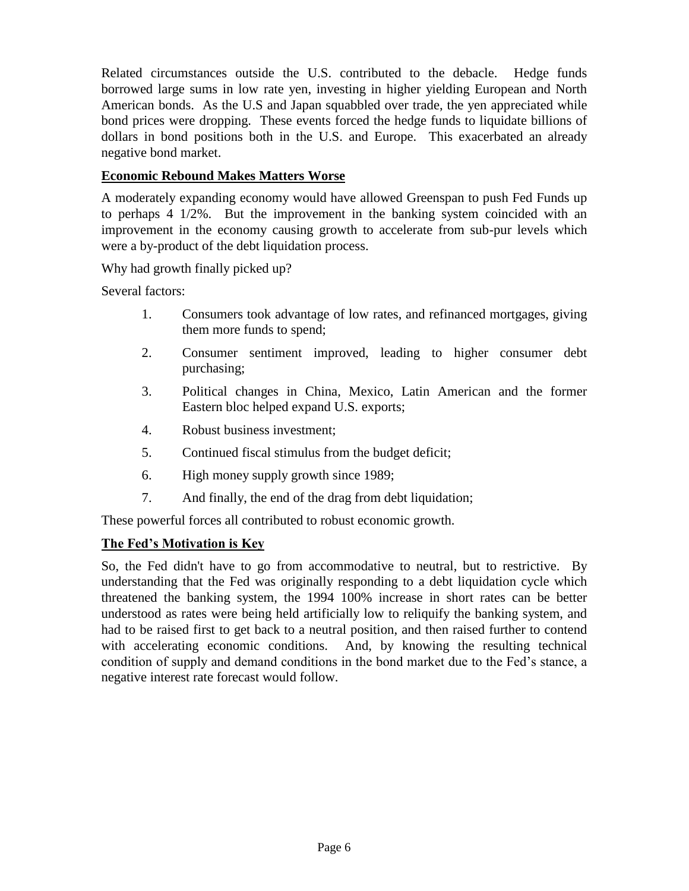Related circumstances outside the U.S. contributed to the debacle. Hedge funds borrowed large sums in low rate yen, investing in higher yielding European and North American bonds. As the U.S and Japan squabbled over trade, the yen appreciated while bond prices were dropping. These events forced the hedge funds to liquidate billions of dollars in bond positions both in the U.S. and Europe. This exacerbated an already negative bond market.

**Economic Rebound Makes Matters Worse**

A moderately expanding economy would have allowed Greenspan to push Fed Funds up to perhaps 4 1/2%. But the improvement in the banking system coincided with an improvement in the economy causing growth to accelerate from sub-pur levels which were a by-product of the debt liquidation process.

Why had growth finally picked up?

Several factors:

1. Consumers took advantage of low rates, and refinanced mortgages, giving them more funds to spend;
2. Consumer sentiment improved, leading to higher consumer debt purchasing;
3. Political changes in China, Mexico, Latin American and the former Eastern bloc helped expand U.S. exports;
4. Robust business investment;
5. Continued fiscal stimulus from the budget deficit;
6. High money supply growth since 1989;
7. And finally, the end of the drag from debt liquidation;

These powerful forces all contributed to robust economic growth.

**The Fed's Motivation is Key**

So, the Fed didn't have to go from accommodative to neutral, but to restrictive. By understanding that the Fed was originally responding to a debt liquidation cycle which threatened the banking system, the 1994 100% increase in short rates can be better understood as rates were being held artificially low to reliquify the banking system, and had to be raised first to get back to a neutral position, and then raised further to contend with accelerating economic conditions. And, by knowing the resulting technical condition of supply and demand conditions in the bond market due to the Fed's stance, a negative interest rate forecast would follow.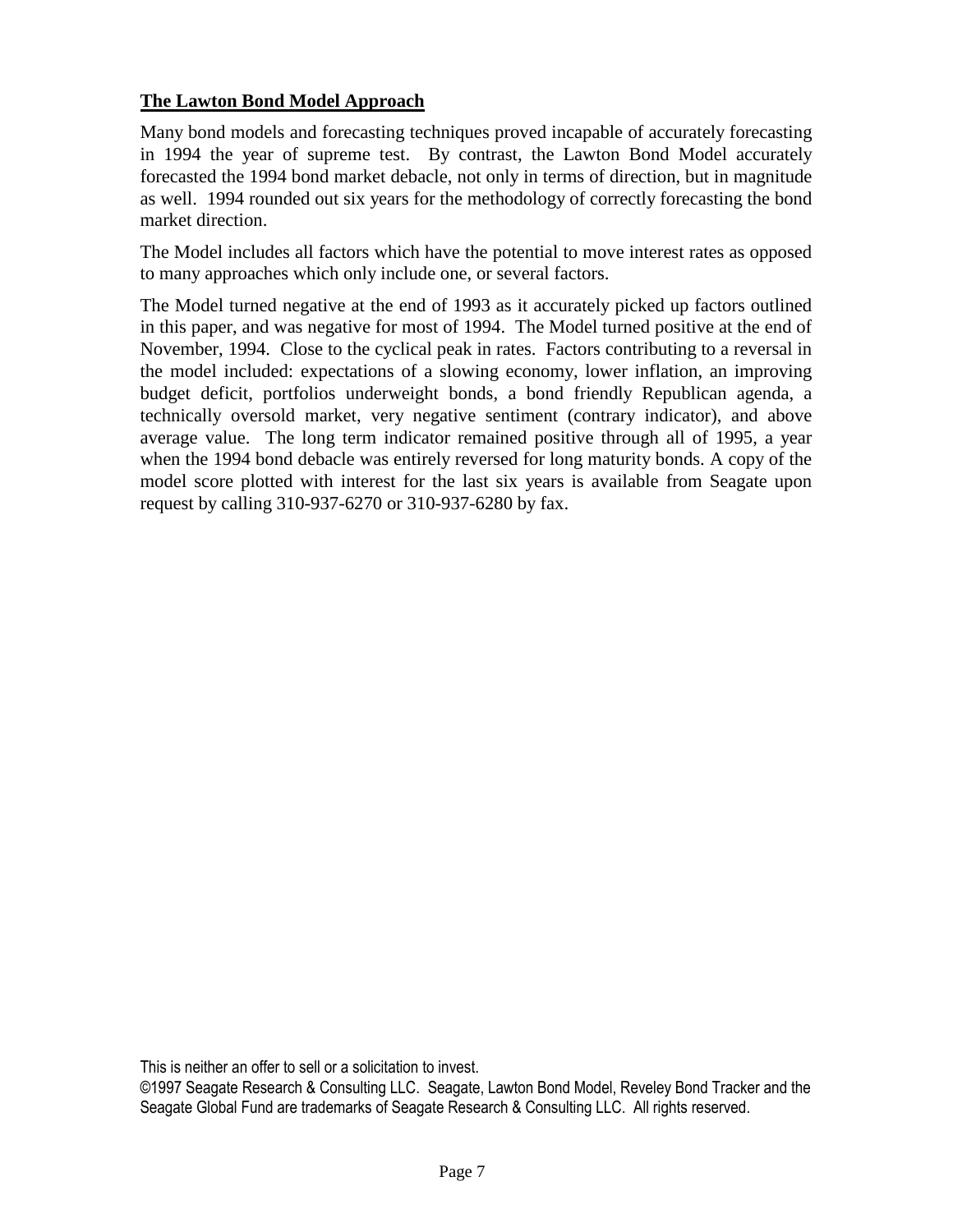## The Lawton Bond Model Approach

Many bond models and forecasting techniques proved incapable of accurately forecasting in 1994 the year of supreme test. By contrast, the Lawton Bond Model accurately forecasted the 1994 bond market debacle, not only in terms of direction, but in magnitude as well. 1994 rounded out six years for the methodology of correctly forecasting the bond market direction.

The Model includes all factors which have the potential to move interest rates as opposed to many approaches which only include one, or several factors.

The Model turned negative at the end of 1993 as it accurately picked up factors outlined in this paper, and was negative for most of 1994. The Model turned positive at the end of November, 1994. Close to the cyclical peak in rates. Factors contributing to a reversal in the model included: expectations of a slowing economy, lower inflation, an improving budget deficit, portfolios underweight bonds, a bond friendly Republican agenda, a technically oversold market, very negative sentiment (contrary indicator), and above average value. The long term indicator remained positive through all of 1995, a year when the 1994 bond debacle was entirely reversed for long maturity bonds. A copy of the model score plotted with interest for the last six years is available from Seagate upon request by calling 310-937-6270 or 310-937-6280 by fax.

This is neither an offer to sell or a solicitation to invest.

©1997 Seagate Research & Consulting LLC. Seagate, Lawton Bond Model, Reveley Bond Tracker and the Seagate Global Fund are trademarks of Seagate Research & Consulting LLC. All rights reserved.